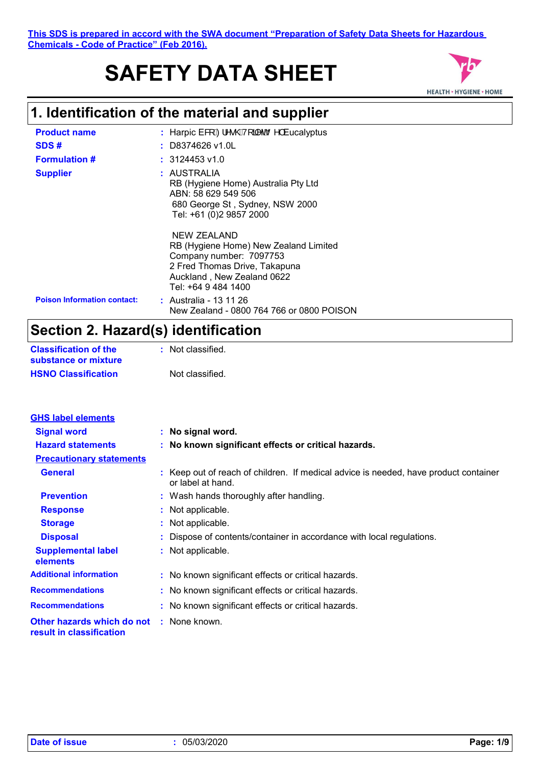**This SDS is prepared in accord with the SWA document "Preparation of Safety Data Sheets for Hazardous Chemicals - Code of Practice" (Feb 2016).**

# SAFETY DATA SHEET

## 1. Identification of the material and supplier

**Product name** : Harpic EFRÐ) UHKÓ7RLOHW7 HŒucalyptus

**SDS #** : D8374626 v1.0L

**Formulation #** : 3124453 v1.0

**Supplier** : AUSTRALIA
RB (Hygiene Home) Australia Pty Ltd
ABN: 58 629 549 506
680 George St , Sydney, NSW 2000
Tel: +61 (0)2 9857 2000

NEW ZEALAND
RB (Hygiene Home) New Zealand Limited
Company number: 7097753
2 Fred Thomas Drive, Takapuna
Auckland , New Zealand 0622
Tel: +64 9 484 1400

**Poison Information contact:** : Australia - 13 11 26
New Zealand - 0800 764 766 or 0800 POISON

## Section 2. Hazard(s) identification

**Classification of the substance or mixture** : Not classified.

**HSNO Classification** Not classified.

**GHS label elements**

**Signal word** : **No signal word.**

**Hazard statements** : **No known significant effects or critical hazards.**

**Precautionary statements**

**General** : Keep out of reach of children. If medical advice is needed, have product container or label at hand.

**Prevention** : Wash hands thoroughly after handling.

**Response** : Not applicable.

**Storage** : Not applicable.

**Disposal** : Dispose of contents/container in accordance with local regulations.

**Supplemental label elements** : Not applicable.

**Additional information** : No known significant effects or critical hazards.

**Recommendations** : No known significant effects or critical hazards.

**Recommendations** : No known significant effects or critical hazards.

**Other hazards which do not result in classification** : None known.

**Date of issue** : 05/03/2020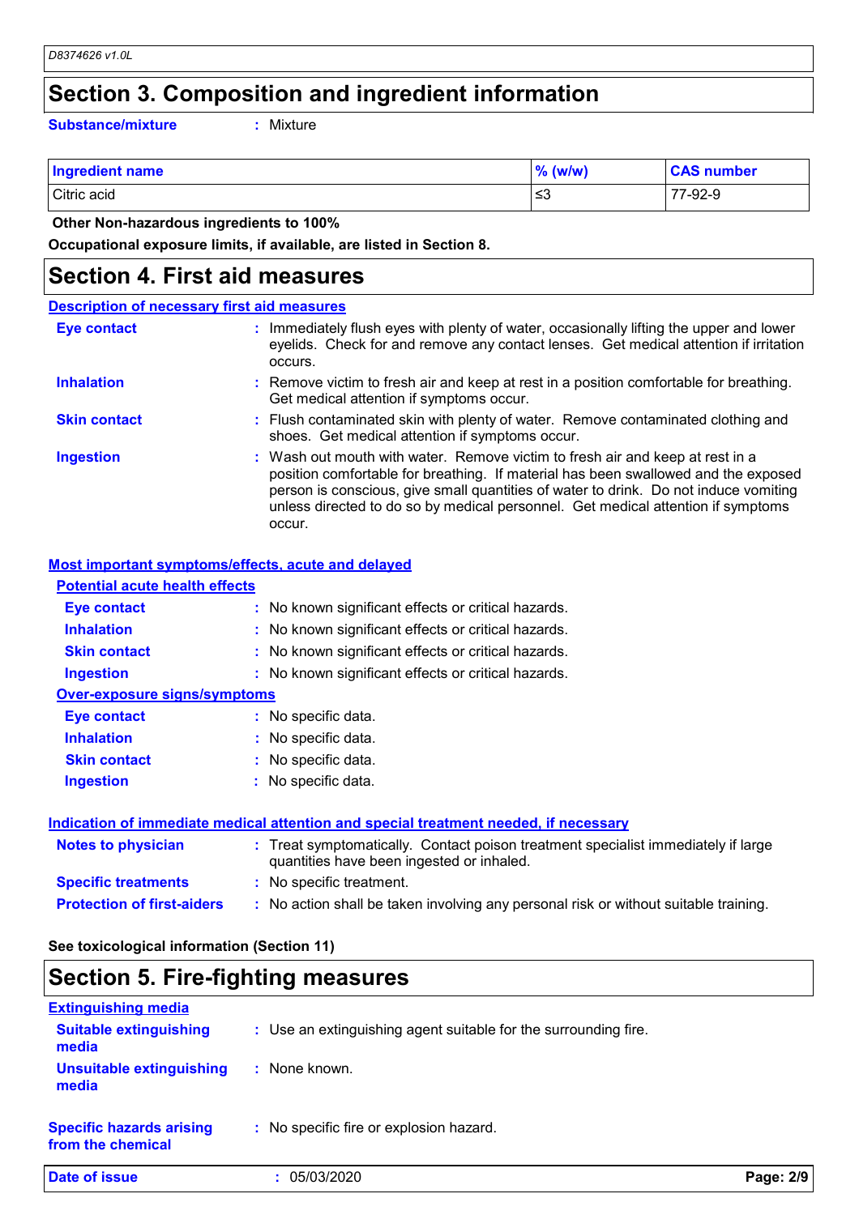# Section 3. Composition and ingredient information

**Substance/mixture** : Mixture

| Ingredient name | % (w/w) | CAS number |
|---|---|---|
| Citric acid | ≤3 | 77-92-9 |

**Other Non-hazardous ingredients to 100%**

**Occupational exposure limits, if available, are listed in Section 8.**

# Section 4. First aid measures

## Description of necessary first aid measures

**Eye contact** : Immediately flush eyes with plenty of water, occasionally lifting the upper and lower eyelids. Check for and remove any contact lenses. Get medical attention if irritation occurs.

**Inhalation** : Remove victim to fresh air and keep at rest in a position comfortable for breathing. Get medical attention if symptoms occur.

**Skin contact** : Flush contaminated skin with plenty of water. Remove contaminated clothing and shoes. Get medical attention if symptoms occur.

**Ingestion** : Wash out mouth with water. Remove victim to fresh air and keep at rest in a position comfortable for breathing. If material has been swallowed and the exposed person is conscious, give small quantities of water to drink. Do not induce vomiting unless directed to do so by medical personnel. Get medical attention if symptoms occur.

## Most important symptoms/effects, acute and delayed

### Potential acute health effects

**Eye contact** : No known significant effects or critical hazards.

**Inhalation** : No known significant effects or critical hazards.

**Skin contact** : No known significant effects or critical hazards.

**Ingestion** : No known significant effects or critical hazards.

### Over-exposure signs/symptoms

**Eye contact** : No specific data.

**Inhalation** : No specific data.

**Skin contact** : No specific data.

**Ingestion** : No specific data.

## Indication of immediate medical attention and special treatment needed, if necessary

**Notes to physician** : Treat symptomatically. Contact poison treatment specialist immediately if large quantities have been ingested or inhaled.

**Specific treatments** : No specific treatment.

**Protection of first-aiders** : No action shall be taken involving any personal risk or without suitable training.

**See toxicological information (Section 11)**

# Section 5. Fire-fighting measures

## Extinguishing media

**Suitable extinguishing media** : Use an extinguishing agent suitable for the surrounding fire.

**Unsuitable extinguishing media** : None known.

**Specific hazards arising from the chemical** : No specific fire or explosion hazard.

**Date of issue** : 05/03/2020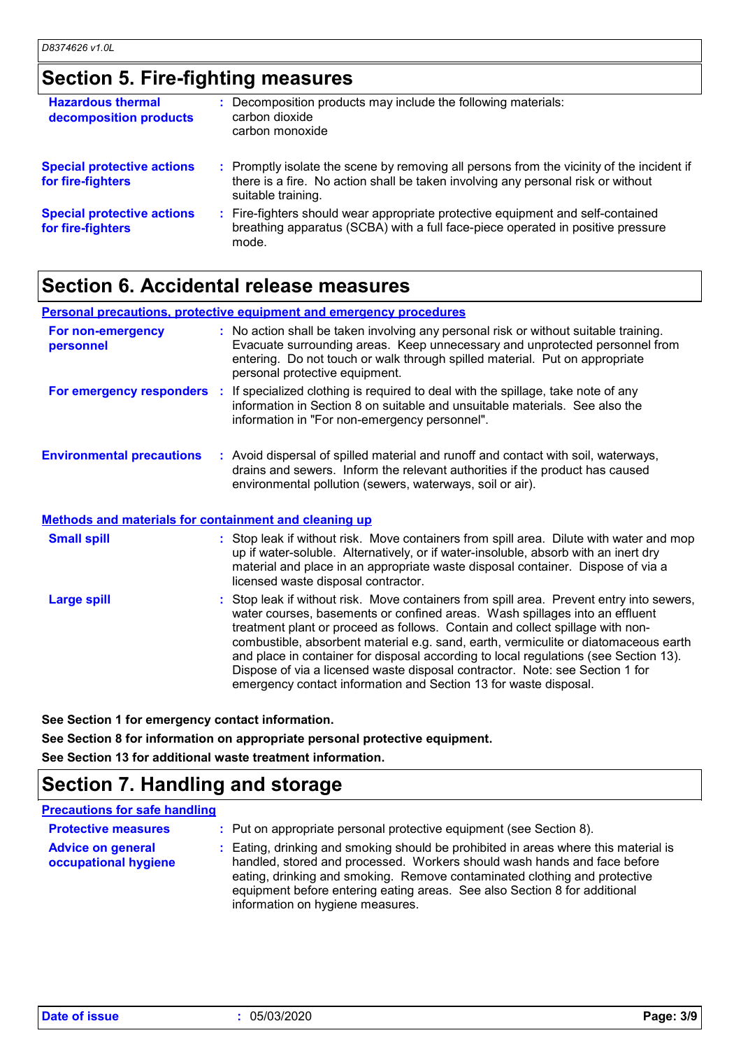## Section 5. Fire-fighting measures

| | |
|---|---|
| **Hazardous thermal decomposition products** | : Decomposition products may include the following materials: carbon dioxide carbon monoxide |
| **Special protective actions for fire-fighters** | : Promptly isolate the scene by removing all persons from the vicinity of the incident if there is a fire. No action shall be taken involving any personal risk or without suitable training. |
| **Special protective actions for fire-fighters** | : Fire-fighters should wear appropriate protective equipment and self-contained breathing apparatus (SCBA) with a full face-piece operated in positive pressure mode. |

## Section 6. Accidental release measures

### Personal precautions, protective equipment and emergency procedures

| | |
|---|---|
| **For non-emergency personnel** | : No action shall be taken involving any personal risk or without suitable training. Evacuate surrounding areas. Keep unnecessary and unprotected personnel from entering. Do not touch or walk through spilled material. Put on appropriate personal protective equipment. |
| **For emergency responders** | : If specialized clothing is required to deal with the spillage, take note of any information in Section 8 on suitable and unsuitable materials. See also the information in "For non-emergency personnel". |
| **Environmental precautions** | : Avoid dispersal of spilled material and runoff and contact with soil, waterways, drains and sewers. Inform the relevant authorities if the product has caused environmental pollution (sewers, waterways, soil or air). |

### Methods and materials for containment and cleaning up

| | |
|---|---|
| **Small spill** | : Stop leak if without risk. Move containers from spill area. Dilute with water and mop up if water-soluble. Alternatively, or if water-insoluble, absorb with an inert dry material and place in an appropriate waste disposal container. Dispose of via a licensed waste disposal contractor. |
| **Large spill** | : Stop leak if without risk. Move containers from spill area. Prevent entry into sewers, water courses, basements or confined areas. Wash spillages into an effluent treatment plant or proceed as follows. Contain and collect spillage with non-combustible, absorbent material e.g. sand, earth, vermiculite or diatomaceous earth and place in container for disposal according to local regulations (see Section 13). Dispose of via a licensed waste disposal contractor. Note: see Section 1 for emergency contact information and Section 13 for waste disposal. |

**See Section 1 for emergency contact information.**

**See Section 8 for information on appropriate personal protective equipment.**

**See Section 13 for additional waste treatment information.**

## Section 7. Handling and storage

### Precautions for safe handling

| | |
|---|---|
| **Protective measures** | : Put on appropriate personal protective equipment (see Section 8). |
| **Advice on general occupational hygiene** | : Eating, drinking and smoking should be prohibited in areas where this material is handled, stored and processed. Workers should wash hands and face before eating, drinking and smoking. Remove contaminated clothing and protective equipment before entering eating areas. See also Section 8 for additional information on hygiene measures. |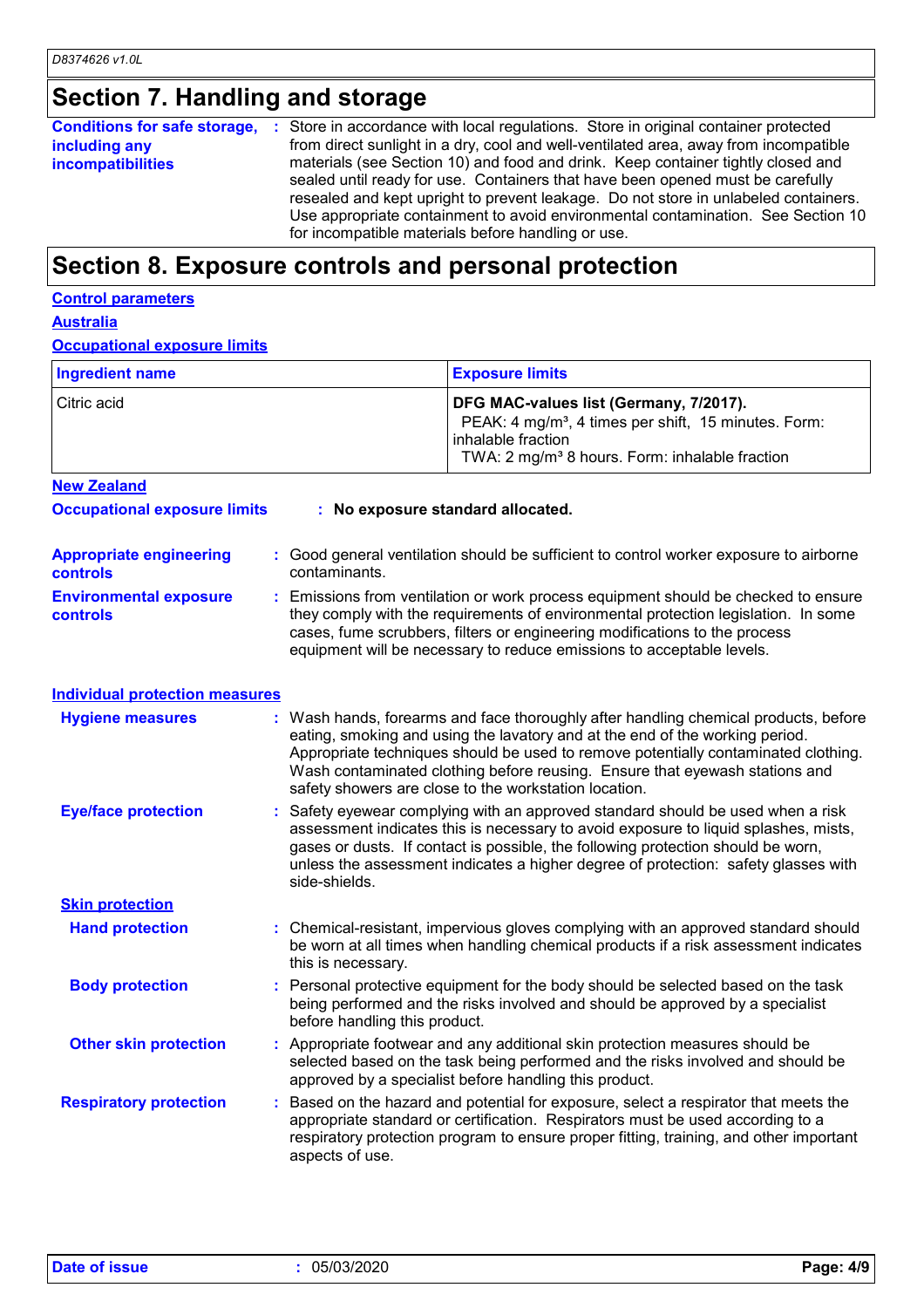## Section 7. Handling and storage

**Conditions for safe storage, including any incompatibilities** : Store in accordance with local regulations. Store in original container protected from direct sunlight in a dry, cool and well-ventilated area, away from incompatible materials (see Section 10) and food and drink. Keep container tightly closed and sealed until ready for use. Containers that have been opened must be carefully resealed and kept upright to prevent leakage. Do not store in unlabeled containers. Use appropriate containment to avoid environmental contamination. See Section 10 for incompatible materials before handling or use.

## Section 8. Exposure controls and personal protection

### Control parameters

#### Australia

#### Occupational exposure limits

| Ingredient name | Exposure limits |
| --- | --- |
| Citric acid | **DFG MAC-values list (Germany, 7/2017).**<br>PEAK: 4 mg/m³, 4 times per shift, 15 minutes. Form: inhalable fraction<br>TWA: 2 mg/m³ 8 hours. Form: inhalable fraction |

#### New Zealand

**Occupational exposure limits** : **No exposure standard allocated.**

**Appropriate engineering controls** : Good general ventilation should be sufficient to control worker exposure to airborne contaminants.

**Environmental exposure controls** : Emissions from ventilation or work process equipment should be checked to ensure they comply with the requirements of environmental protection legislation. In some cases, fume scrubbers, filters or engineering modifications to the process equipment will be necessary to reduce emissions to acceptable levels.

### Individual protection measures

**Hygiene measures** : Wash hands, forearms and face thoroughly after handling chemical products, before eating, smoking and using the lavatory and at the end of the working period. Appropriate techniques should be used to remove potentially contaminated clothing. Wash contaminated clothing before reusing. Ensure that eyewash stations and safety showers are close to the workstation location.

**Eye/face protection** : Safety eyewear complying with an approved standard should be used when a risk assessment indicates this is necessary to avoid exposure to liquid splashes, mists, gases or dusts. If contact is possible, the following protection should be worn, unless the assessment indicates a higher degree of protection: safety glasses with side-shields.

**Skin protection**

**Hand protection** : Chemical-resistant, impervious gloves complying with an approved standard should be worn at all times when handling chemical products if a risk assessment indicates this is necessary.

**Body protection** : Personal protective equipment for the body should be selected based on the task being performed and the risks involved and should be approved by a specialist before handling this product.

**Other skin protection** : Appropriate footwear and any additional skin protection measures should be selected based on the task being performed and the risks involved and should be approved by a specialist before handling this product.

**Respiratory protection** : Based on the hazard and potential for exposure, select a respirator that meets the appropriate standard or certification. Respirators must be used according to a respiratory protection program to ensure proper fitting, training, and other important aspects of use.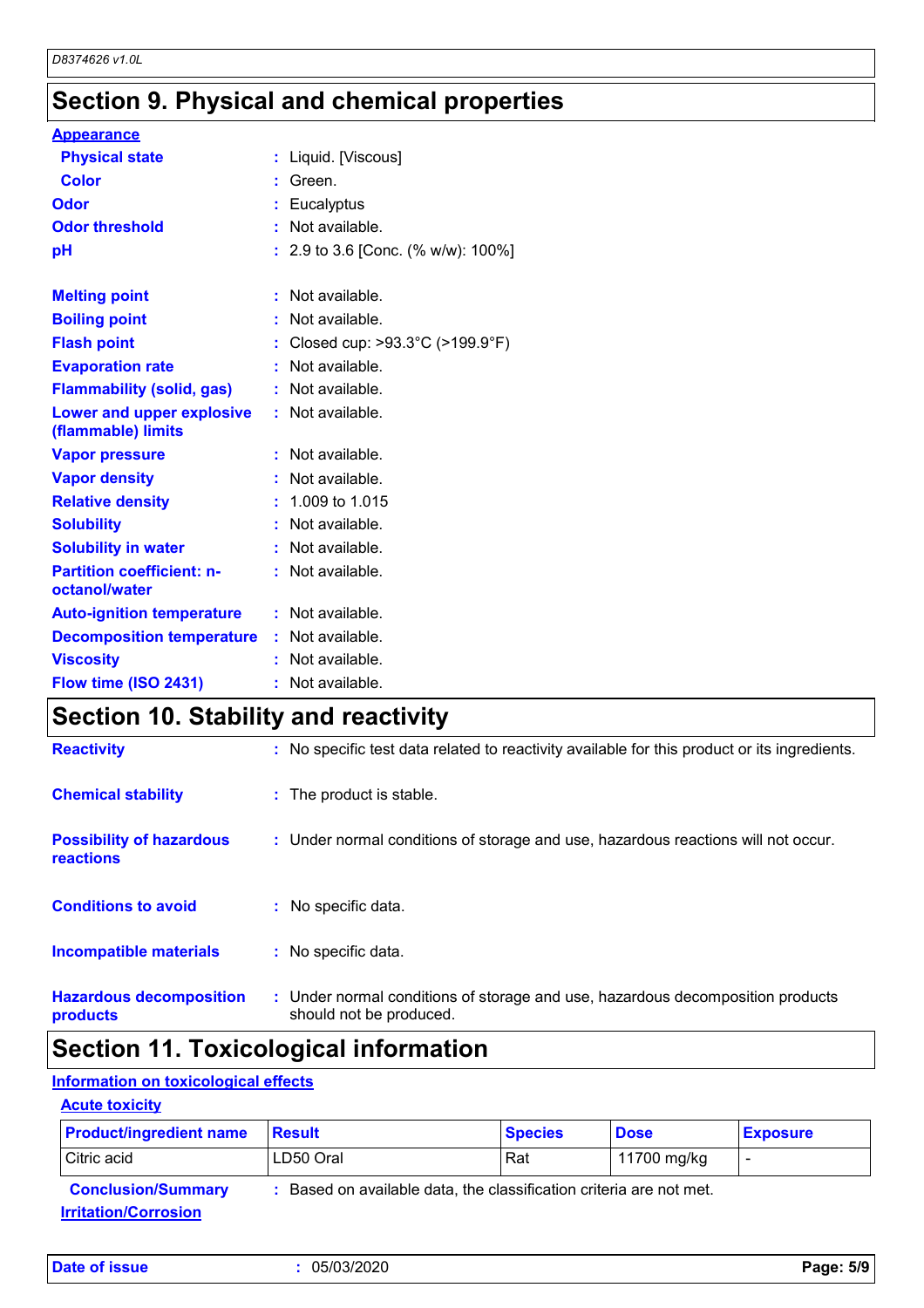## Section 9. Physical and chemical properties

**Appearance**

| | |
|---|---|
| **Physical state** | : Liquid. [Viscous] |
| **Color** | : Green. |
| **Odor** | : Eucalyptus |
| **Odor threshold** | : Not available. |
| **pH** | : 2.9 to 3.6 [Conc. (% w/w): 100%] |
| **Melting point** | : Not available. |
| **Boiling point** | : Not available. |
| **Flash point** | : Closed cup: >93.3°C (>199.9°F) |
| **Evaporation rate** | : Not available. |
| **Flammability (solid, gas)** | : Not available. |
| **Lower and upper explosive (flammable) limits** | : Not available. |
| **Vapor pressure** | : Not available. |
| **Vapor density** | : Not available. |
| **Relative density** | : 1.009 to 1.015 |
| **Solubility** | : Not available. |
| **Solubility in water** | : Not available. |
| **Partition coefficient: n-octanol/water** | : Not available. |
| **Auto-ignition temperature** | : Not available. |
| **Decomposition temperature** | : Not available. |
| **Viscosity** | : Not available. |
| **Flow time (ISO 2431)** | : Not available. |

## Section 10. Stability and reactivity

| | |
|---|---|
| **Reactivity** | : No specific test data related to reactivity available for this product or its ingredients. |
| **Chemical stability** | : The product is stable. |
| **Possibility of hazardous reactions** | : Under normal conditions of storage and use, hazardous reactions will not occur. |
| **Conditions to avoid** | : No specific data. |
| **Incompatible materials** | : No specific data. |
| **Hazardous decomposition products** | : Under normal conditions of storage and use, hazardous decomposition products should not be produced. |

## Section 11. Toxicological information

**Information on toxicological effects**

**Acute toxicity**

| Product/ingredient name | Result | Species | Dose | Exposure |
|---|---|---|---|---|
| Citric acid | LD50 Oral | Rat | 11700 mg/kg | - |

**Conclusion/Summary** : Based on available data, the classification criteria are not met.

**Irritation/Corrosion**

**Date of issue** : 05/03/2020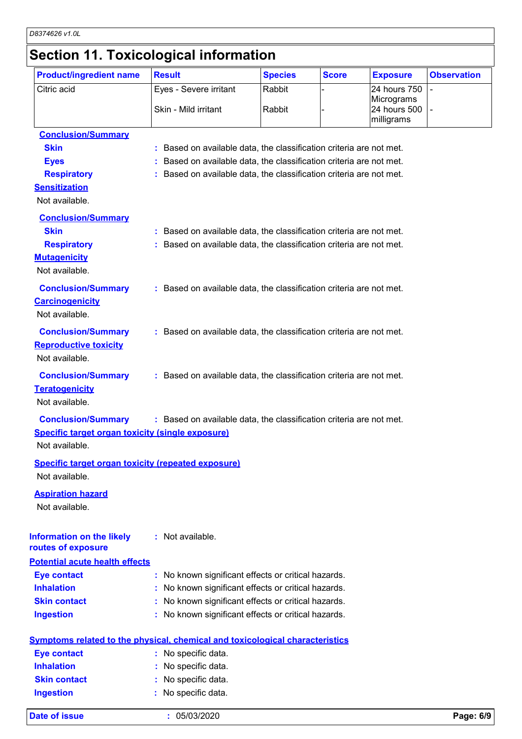## Section 11. Toxicological information

| Product/ingredient name | Result | Species | Score | Exposure | Observation |
|---|---|---|---|---|---|
| Citric acid | Eyes - Severe irritant | Rabbit | - | 24 hours 750 Micrograms | - |
| | Skin - Mild irritant | Rabbit | - | 24 hours 500 milligrams | - |

**Conclusion/Summary**

**Skin** : Based on available data, the classification criteria are not met.

**Eyes** : Based on available data, the classification criteria are not met.

**Respiratory** : Based on available data, the classification criteria are not met.

**Sensitization**

Not available.

**Conclusion/Summary**

**Skin** : Based on available data, the classification criteria are not met.

**Respiratory** : Based on available data, the classification criteria are not met.

**Mutagenicity**

Not available.

**Conclusion/Summary** : Based on available data, the classification criteria are not met.

**Carcinogenicity**

Not available.

**Conclusion/Summary** : Based on available data, the classification criteria are not met.

**Reproductive toxicity**

Not available.

**Conclusion/Summary** : Based on available data, the classification criteria are not met.

**Teratogenicity**

Not available.

**Conclusion/Summary** : Based on available data, the classification criteria are not met.

**Specific target organ toxicity (single exposure)**

Not available.

**Specific target organ toxicity (repeated exposure)**

Not available.

**Aspiration hazard**

Not available.

**Information on the likely routes of exposure** : Not available.

**Potential acute health effects**

**Eye contact** : No known significant effects or critical hazards.

**Inhalation** : No known significant effects or critical hazards.

**Skin contact** : No known significant effects or critical hazards.

**Ingestion** : No known significant effects or critical hazards.

**Symptoms related to the physical, chemical and toxicological characteristics**

**Eye contact** : No specific data.

**Inhalation** : No specific data.

**Skin contact** : No specific data.

**Ingestion** : No specific data.

**Date of issue** : 05/03/2020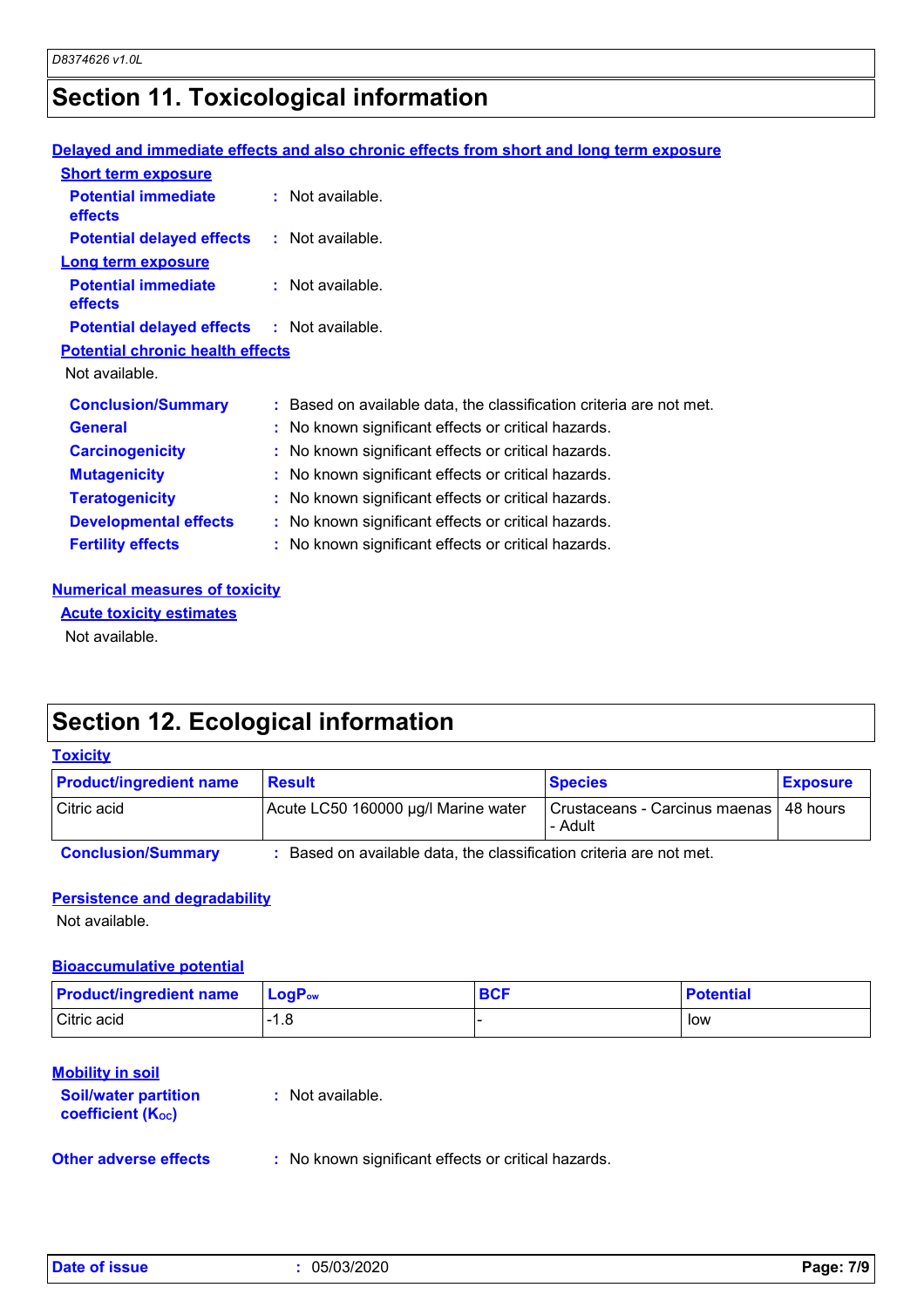## Section 11. Toxicological information

### Delayed and immediate effects and also chronic effects from short and long term exposure

**Short term exposure**

**Potential immediate effects** : Not available.

**Potential delayed effects** : Not available.

**Long term exposure**

**Potential immediate effects** : Not available.

**Potential delayed effects** : Not available.

**Potential chronic health effects**

Not available.

**Conclusion/Summary** : Based on available data, the classification criteria are not met.

**General** : No known significant effects or critical hazards.

**Carcinogenicity** : No known significant effects or critical hazards.

**Mutagenicity** : No known significant effects or critical hazards.

**Teratogenicity** : No known significant effects or critical hazards.

**Developmental effects** : No known significant effects or critical hazards.

**Fertility effects** : No known significant effects or critical hazards.

### Numerical measures of toxicity

**Acute toxicity estimates**

Not available.

## Section 12. Ecological information

### Toxicity

| Product/ingredient name | Result | Species | Exposure |
|---|---|---|---|
| Citric acid | Acute LC50 160000 µg/l Marine water | Crustaceans - Carcinus maenas - Adult | 48 hours |

**Conclusion/Summary** : Based on available data, the classification criteria are not met.

### Persistence and degradability

Not available.

### Bioaccumulative potential

| Product/ingredient name | $LogP_{ow}$ | BCF | Potential |
|---|---|---|---|
| Citric acid | -1.8 | - | low |

### Mobility in soil

**Soil/water partition coefficient ($K_{OC}$)** : Not available.

**Other adverse effects** : No known significant effects or critical hazards.

**Date of issue** : 05/03/2020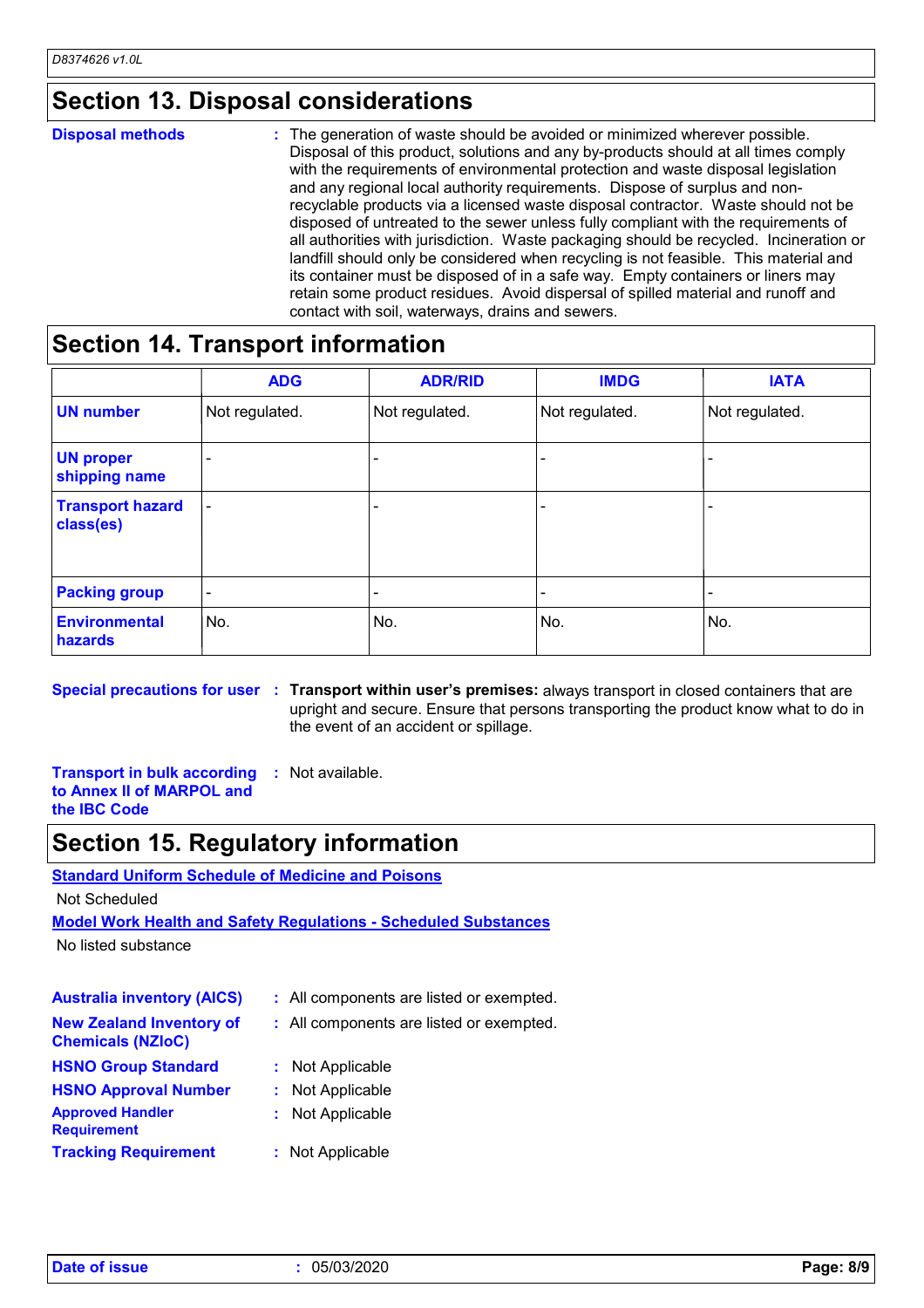## Section 13. Disposal considerations

**Disposal methods** : The generation of waste should be avoided or minimized wherever possible. Disposal of this product, solutions and any by-products should at all times comply with the requirements of environmental protection and waste disposal legislation and any regional local authority requirements. Dispose of surplus and non-recyclable products via a licensed waste disposal contractor. Waste should not be disposed of untreated to the sewer unless fully compliant with the requirements of all authorities with jurisdiction. Waste packaging should be recycled. Incineration or landfill should only be considered when recycling is not feasible. This material and its container must be disposed of in a safe way. Empty containers or liners may retain some product residues. Avoid dispersal of spilled material and runoff and contact with soil, waterways, drains and sewers.

## Section 14. Transport information

| | ADG | ADR/RID | IMDG | IATA |
|---|---|---|---|---|
| **UN number** | Not regulated. | Not regulated. | Not regulated. | Not regulated. |
| **UN proper shipping name** | - | - | - | - |
| **Transport hazard class(es)** | - | - | - | - |
| **Packing group** | - | - | - | - |
| **Environmental hazards** | No. | No. | No. | No. |

**Special precautions for user** : **Transport within user's premises:** always transport in closed containers that are upright and secure. Ensure that persons transporting the product know what to do in the event of an accident or spillage.

**Transport in bulk according to Annex II of MARPOL and the IBC Code** : Not available.

## Section 15. Regulatory information

**Standard Uniform Schedule of Medicine and Poisons**

Not Scheduled

**Model Work Health and Safety Regulations - Scheduled Substances**

No listed substance

**Australia inventory (AICS)** : All components are listed or exempted.

**New Zealand Inventory of Chemicals (NZIoC)** : All components are listed or exempted.

**HSNO Group Standard** : Not Applicable

**HSNO Approval Number** : Not Applicable

**Approved Handler Requirement** : Not Applicable

**Tracking Requirement** : Not Applicable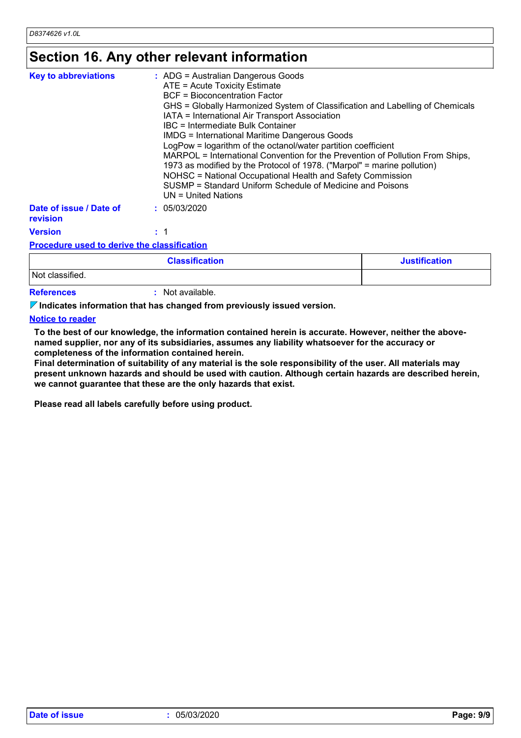## Section 16. Any other relevant information

**Key to abbreviations** : ADG = Australian Dangerous Goods
ATE = Acute Toxicity Estimate
BCF = Bioconcentration Factor
GHS = Globally Harmonized System of Classification and Labelling of Chemicals
IATA = International Air Transport Association
IBC = Intermediate Bulk Container
IMDG = International Maritime Dangerous Goods
LogPow = logarithm of the octanol/water partition coefficient
MARPOL = International Convention for the Prevention of Pollution From Ships, 1973 as modified by the Protocol of 1978. ("Marpol" = marine pollution)
NOHSC = National Occupational Health and Safety Commission
SUSMP = Standard Uniform Schedule of Medicine and Poisons
UN = United Nations

**Date of issue / Date of revision** : 05/03/2020

**Version** : 1

**Procedure used to derive the classification**

| Classification | Justification |
|---|---|
| Not classified. | |

**References** : Not available.

**Indicates information that has changed from previously issued version.**

**Notice to reader**

**To the best of our knowledge, the information contained herein is accurate. However, neither the above-named supplier, nor any of its subsidiaries, assumes any liability whatsoever for the accuracy or completeness of the information contained herein.**
**Final determination of suitability of any material is the sole responsibility of the user. All materials may present unknown hazards and should be used with caution. Although certain hazards are described herein, we cannot guarantee that these are the only hazards that exist.**

**Please read all labels carefully before using product.**